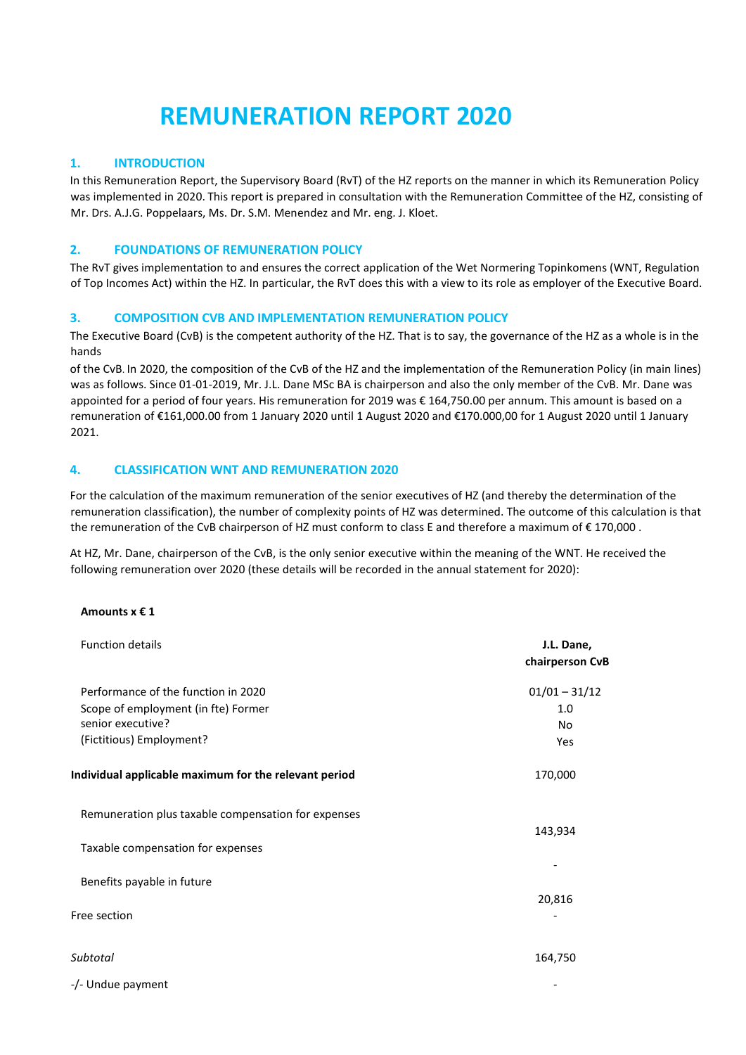# REMUNERATION REPORT 2020

## 1. INTRODUCTION

In this Remuneration Report, the Supervisory Board (RvT) of the HZ reports on the manner in which its Remuneration Policy was implemented in 2020. This report is prepared in consultation with the Remuneration Committee of the HZ, consisting of Mr. Drs. A.J.G. Poppelaars, Ms. Dr. S.M. Menendez and Mr. eng. J. Kloet.

## 2. FOUNDATIONS OF REMUNERATION POLICY

The RvT gives implementation to and ensures the correct application of the Wet Normering Topinkomens (WNT, Regulation of Top Incomes Act) within the HZ. In particular, the RvT does this with a view to its role as employer of the Executive Board.

## 3. COMPOSITION CVB AND IMPLEMENTATION REMUNERATION POLICY

The Executive Board (CvB) is the competent authority of the HZ. That is to say, the governance of the HZ as a whole is in the hands

of the CvB. In 2020, the composition of the CvB of the HZ and the implementation of the Remuneration Policy (in main lines) was as follows. Since 01-01-2019, Mr. J.L. Dane MSc BA is chairperson and also the only member of the CvB. Mr. Dane was appointed for a period of four years. His remuneration for 2019 was € 164,750.00 per annum. This amount is based on a remuneration of €161,000.00 from 1 January 2020 until 1 August 2020 and €170.000,00 for 1 August 2020 until 1 January 2021.

## 4. CLASSIFICATION WNT AND REMUNERATION 2020

For the calculation of the maximum remuneration of the senior executives of HZ (and thereby the determination of the remuneration classification), the number of complexity points of HZ was determined. The outcome of this calculation is that the remuneration of the CvB chairperson of HZ must conform to class E and therefore a maximum of € 170,000 .

At HZ, Mr. Dane, chairperson of the CvB, is the only senior executive within the meaning of the WNT. He received the following remuneration over 2020 (these details will be recorded in the annual statement for 2020):

**Amounts x € 1**

| Function details | J.L. Dane, chairperson CvB |
|---|---|
| Performance of the function in 2020 | 01/01 – 31/12 |
| Scope of employment (in fte) | 1.0 |
| Former senior executive? | No |
| (Fictitious) Employment? | Yes |
| **Individual applicable maximum for the relevant period** | 170,000 |
| Remuneration plus taxable compensation for expenses | 143,934 |
| Taxable compensation for expenses | - |
| Benefits payable in future | 20,816 |
| Free section | - |
| *Subtotal* | 164,750 |
| -/- Undue payment | - |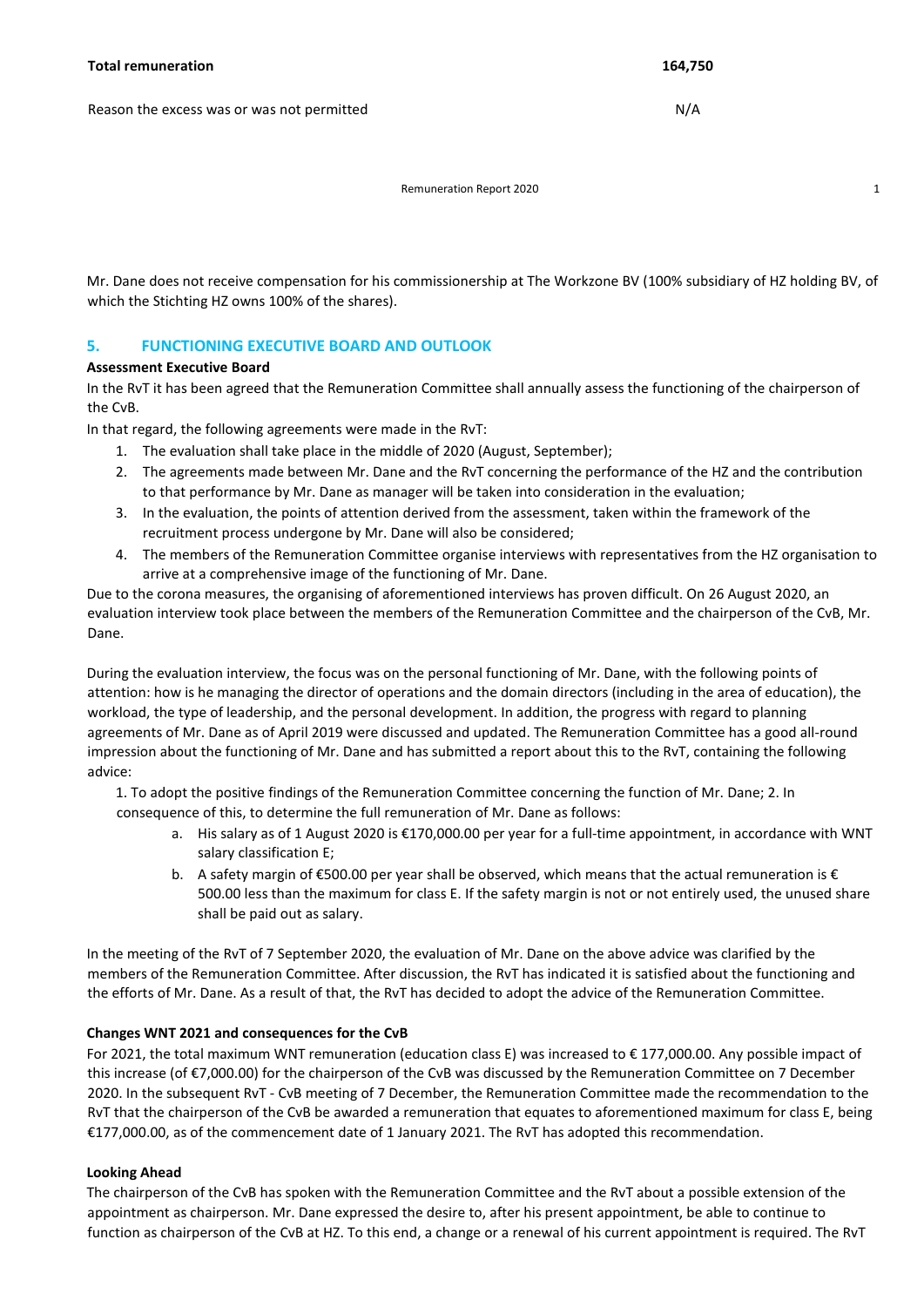| **Total remuneration** | **164,750** |
|---|---|
| Reason the excess was or was not permitted | N/A |

Mr. Dane does not receive compensation for his commissionership at The Workzone BV (100% subsidiary of HZ holding BV, of which the Stichting HZ owns 100% of the shares).

## 5. FUNCTIONING EXECUTIVE BOARD AND OUTLOOK

**Assessment Executive Board**

In the RvT it has been agreed that the Remuneration Committee shall annually assess the functioning of the chairperson of the CvB.

In that regard, the following agreements were made in the RvT:

1. The evaluation shall take place in the middle of 2020 (August, September);
2. The agreements made between Mr. Dane and the RvT concerning the performance of the HZ and the contribution to that performance by Mr. Dane as manager will be taken into consideration in the evaluation;
3. In the evaluation, the points of attention derived from the assessment, taken within the framework of the recruitment process undergone by Mr. Dane will also be considered;
4. The members of the Remuneration Committee organise interviews with representatives from the HZ organisation to arrive at a comprehensive image of the functioning of Mr. Dane.

Due to the corona measures, the organising of aforementioned interviews has proven difficult. On 26 August 2020, an evaluation interview took place between the members of the Remuneration Committee and the chairperson of the CvB, Mr. Dane.

During the evaluation interview, the focus was on the personal functioning of Mr. Dane, with the following points of attention: how is he managing the director of operations and the domain directors (including in the area of education), the workload, the type of leadership, and the personal development. In addition, the progress with regard to planning agreements of Mr. Dane as of April 2019 were discussed and updated. The Remuneration Committee has a good all-round impression about the functioning of Mr. Dane and has submitted a report about this to the RvT, containing the following advice:

1. To adopt the positive findings of the Remuneration Committee concerning the function of Mr. Dane; 2. In consequence of this, to determine the full remuneration of Mr. Dane as follows:
   a. His salary as of 1 August 2020 is €170,000.00 per year for a full-time appointment, in accordance with WNT salary classification E;
   b. A safety margin of €500.00 per year shall be observed, which means that the actual remuneration is € 500.00 less than the maximum for class E. If the safety margin is not or not entirely used, the unused share shall be paid out as salary.

In the meeting of the RvT of 7 September 2020, the evaluation of Mr. Dane on the above advice was clarified by the members of the Remuneration Committee. After discussion, the RvT has indicated it is satisfied about the functioning and the efforts of Mr. Dane. As a result of that, the RvT has decided to adopt the advice of the Remuneration Committee.

**Changes WNT 2021 and consequences for the CvB**

For 2021, the total maximum WNT remuneration (education class E) was increased to € 177,000.00. Any possible impact of this increase (of €7,000.00) for the chairperson of the CvB was discussed by the Remuneration Committee on 7 December 2020. In the subsequent RvT - CvB meeting of 7 December, the Remuneration Committee made the recommendation to the RvT that the chairperson of the CvB be awarded a remuneration that equates to aforementioned maximum for class E, being €177,000.00, as of the commencement date of 1 January 2021. The RvT has adopted this recommendation.

**Looking Ahead**

The chairperson of the CvB has spoken with the Remuneration Committee and the RvT about a possible extension of the appointment as chairperson. Mr. Dane expressed the desire to, after his present appointment, be able to continue to function as chairperson of the CvB at HZ. To this end, a change or a renewal of his current appointment is required. The RvT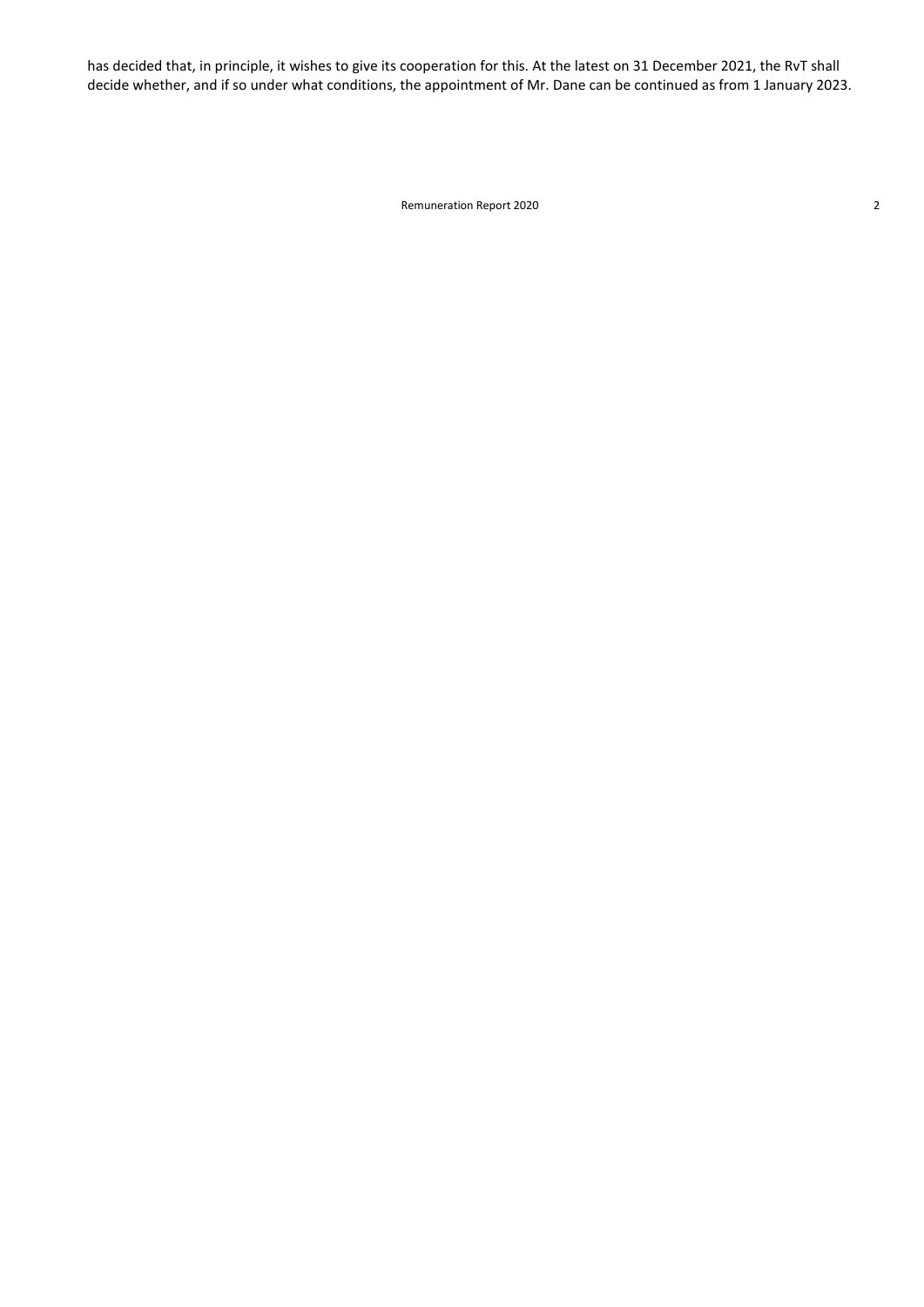has decided that, in principle, it wishes to give its cooperation for this. At the latest on 31 December 2021, the RvT shall decide whether, and if so under what conditions, the appointment of Mr. Dane can be continued as from 1 January 2023.